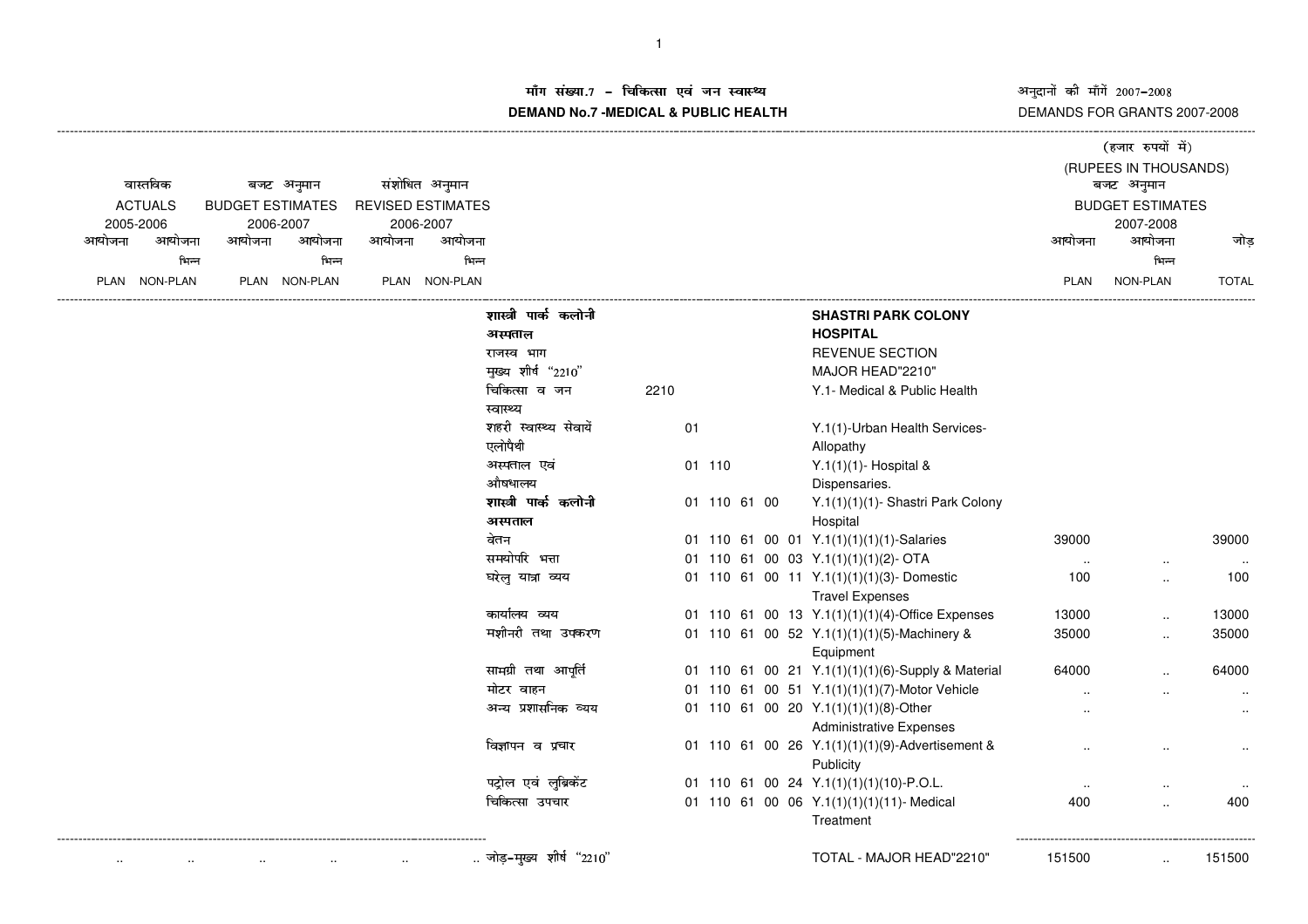# माँग संख्या.7 - चिकित्सा एवं जन स्वास्थ्य

# DEMAND No.7 -MEDICAL & PUBLIC HEALTH

अनुदानों की माँगें 2007-2008

DEMANDS FOR GRANTS 2007-2008

(हजार रुपयों में)

(RUPEES IN THOUSANDS)

| वास्तविक ACTUALS 2005-2006 आयोजना PLAN | आयोजना भिन्न NON-PLAN | बजट अनुमान BUDGET ESTIMATES 2006-2007 आयोजना PLAN | आयोजना भिन्न NON-PLAN | संशोधित अनुमान REVISED ESTIMATES 2006-2007 आयोजना PLAN | आयोजना भिन्न NON-PLAN | | | | बजट अनुमान BUDGET ESTIMATES 2007-2008 आयोजना PLAN | आयोजना भिन्न NON-PLAN | जोड़ TOTAL |
|---|---|---|---|---|---|---|---|---|---|---|---|
| | | | | | | **शास्त्री पार्क कलोनी अस्पताल** | | **SHASTRI PARK COLONY HOSPITAL** | | | |
| | | | | | | राजस्व भाग | | REVENUE SECTION | | | |
| | | | | | | मुख्य शीर्ष "2210" | | MAJOR HEAD"2210" | | | |
| | | | | | | चिकित्सा व जन स्वास्थ्य | 2210 | Y.1- Medical & Public Health | | | |
| | | | | | | शहरी स्वास्थ्य सेवायें एलोपैथी | 01 | Y.1(1)-Urban Health Services-Allopathy | | | |
| | | | | | | अस्पताल एवं औषधालय | 01 110 | Y.1(1)(1)- Hospital & Dispensaries. | | | |
| | | | | | | **शास्त्री पार्क कलोनी अस्पताल** | 01 110 61 00 | Y.1(1)(1)(1)- Shastri Park Colony Hospital | | | |
| | | | | | | वेतन | 01 110 61 00 01 | Y.1(1)(1)(1)(1)-Salaries | 39000 | | 39000 |
| | | | | | | समयोपरि भत्ता | 01 110 61 00 03 | Y.1(1)(1)(1)(2)- OTA | .. | .. | .. |
| | | | | | | घरेलु यात्रा व्यय | 01 110 61 00 11 | Y.1(1)(1)(1)(3)- Domestic Travel Expenses | 100 | .. | 100 |
| | | | | | | कार्यालय व्यय | 01 110 61 00 13 | Y.1(1)(1)(1)(4)-Office Expenses | 13000 | .. | 13000 |
| | | | | | | मशीनरी तथा उपकरण | 01 110 61 00 52 | Y.1(1)(1)(1)(5)-Machinery & Equipment | 35000 | .. | 35000 |
| | | | | | | सामग्री तथा आपूर्ति | 01 110 61 00 21 | Y.1(1)(1)(1)(6)-Supply & Material | 64000 | .. | 64000 |
| | | | | | | मोटर वाहन | 01 110 61 00 51 | Y.1(1)(1)(1)(7)-Motor Vehicle | .. | .. | .. |
| | | | | | | अन्य प्रशासनिक व्यय | 01 110 61 00 20 | Y.1(1)(1)(1)(8)-Other Administrative Expenses | .. | | .. |
| | | | | | | विज्ञापन व प्रचार | 01 110 61 00 26 | Y.1(1)(1)(1)(9)-Advertisement & Publicity | .. | .. | .. |
| | | | | | | पट्रोल एवं लुब्रिकेंट | 01 110 61 00 24 | Y.1(1)(1)(1)(10)-P.O.L. | .. | .. | .. |
| | | | | | | चिकित्सा उपचार | 01 110 61 00 06 | Y.1(1)(1)(1)(11)- Medical Treatment | 400 | .. | 400 |
| .. | .. | .. | .. | .. | .. | जोड़-मुख्य शीर्ष "2210" | | TOTAL - MAJOR HEAD"2210" | 151500 | .. | 151500 |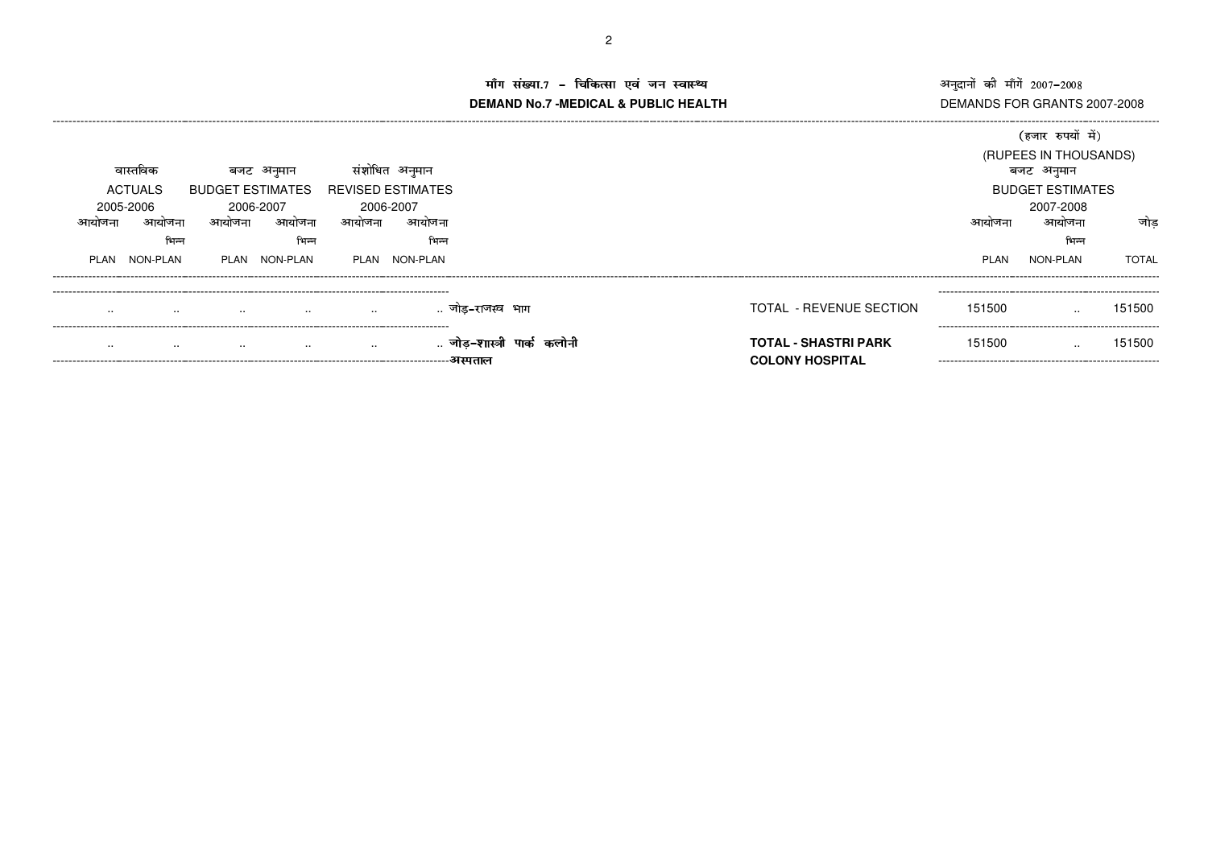मॉंग संख्या.7 – चिकित्सा एवं जन स्वास्थ्य

**DEMAND No.7 -MEDICAL & PUBLIC HEALTH**

अनुदानों की मॉंगें 2007–2008

DEMANDS FOR GRANTS 2007-2008

(हजार रुपयों में)

(RUPEES IN THOUSANDS)

| वास्तविक ACTUALS 2005-2006 | | बजट अनुमान BUDGET ESTIMATES 2006-2007 | | संशोधित अनुमान REVISED ESTIMATES 2006-2007 | | | | बजट अनुमान BUDGET ESTIMATES 2007-2008 | | |
|---|---|---|---|---|---|---|---|---|---|---|
| आयोजना PLAN | आयोजना भिन्न NON-PLAN | आयोजना PLAN | आयोजना भिन्न NON-PLAN | आयोजना PLAN | आयोजना भिन्न NON-PLAN | | | आयोजना PLAN | आयोजना भिन्न NON-PLAN | जोड़ TOTAL |
| .. | .. | .. | .. | .. | .. | जोड़–राजस्व भाग | TOTAL - REVENUE SECTION | 151500 | .. | 151500 |
| .. | .. | .. | .. | .. | .. | **जोड़–शास्त्री पार्क कलोनी अस्पताल** | **TOTAL - SHASTRI PARK COLONY HOSPITAL** | 151500 | .. | 151500 |